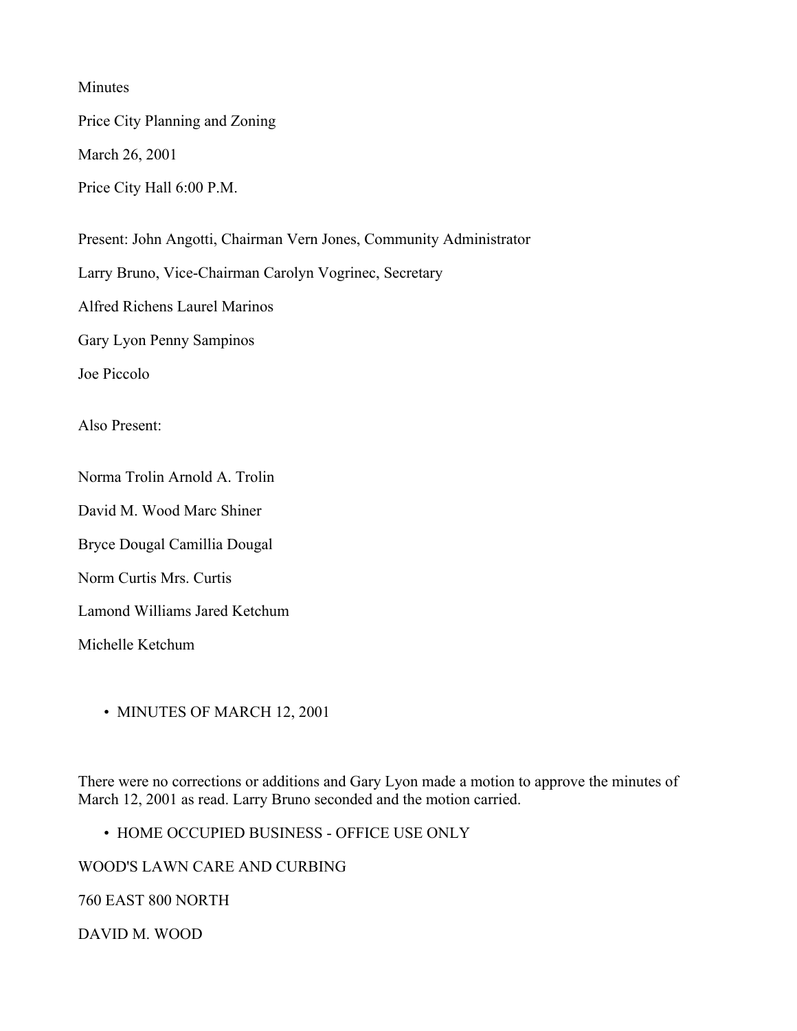Minutes

Price City Planning and Zoning

March 26, 2001

Price City Hall 6:00 P.M.

Present: John Angotti, Chairman Vern Jones, Community Administrator

Larry Bruno, Vice-Chairman Carolyn Vogrinec, Secretary

Alfred Richens Laurel Marinos

Gary Lyon Penny Sampinos

Joe Piccolo

Also Present:

Norma Trolin Arnold A. Trolin

David M. Wood Marc Shiner

Bryce Dougal Camillia Dougal

Norm Curtis Mrs. Curtis

Lamond Williams Jared Ketchum

Michelle Ketchum

- MINUTES OF MARCH 12, 2001

There were no corrections or additions and Gary Lyon made a motion to approve the minutes of March 12, 2001 as read. Larry Bruno seconded and the motion carried.

- HOME OCCUPIED BUSINESS - OFFICE USE ONLY

WOOD'S LAWN CARE AND CURBING

760 EAST 800 NORTH

DAVID M. WOOD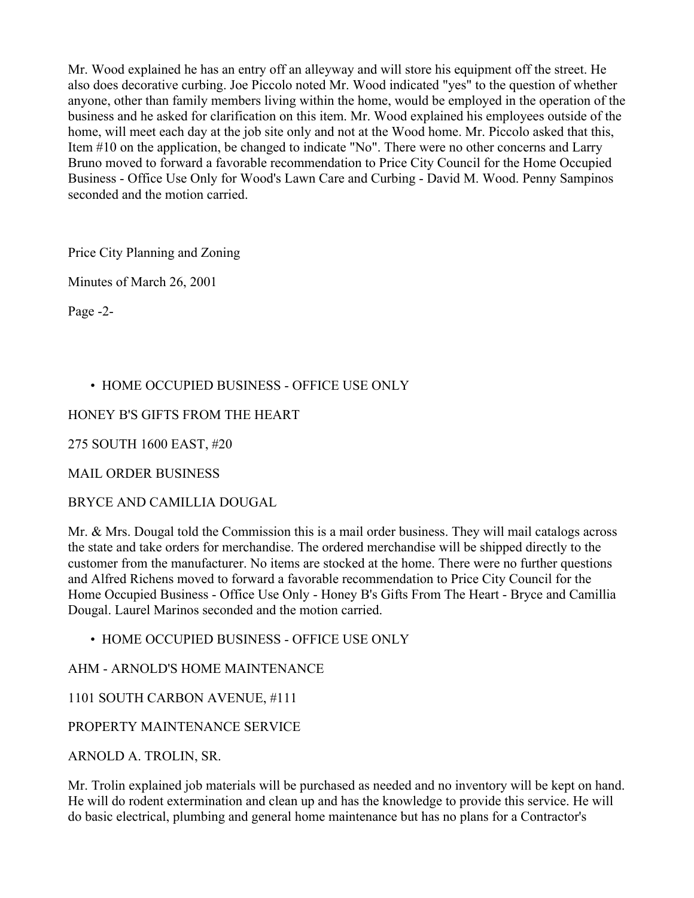Mr. Wood explained he has an entry off an alleyway and will store his equipment off the street. He also does decorative curbing. Joe Piccolo noted Mr. Wood indicated "yes" to the question of whether anyone, other than family members living within the home, would be employed in the operation of the business and he asked for clarification on this item. Mr. Wood explained his employees outside of the home, will meet each day at the job site only and not at the Wood home. Mr. Piccolo asked that this, Item #10 on the application, be changed to indicate "No". There were no other concerns and Larry Bruno moved to forward a favorable recommendation to Price City Council for the Home Occupied Business - Office Use Only for Wood's Lawn Care and Curbing - David M. Wood. Penny Sampinos seconded and the motion carried.

Price City Planning and Zoning

Minutes of March 26, 2001

Page -2-

- HOME OCCUPIED BUSINESS - OFFICE USE ONLY

HONEY B'S GIFTS FROM THE HEART

275 SOUTH 1600 EAST, #20

MAIL ORDER BUSINESS

BRYCE AND CAMILLIA DOUGAL

Mr. & Mrs. Dougal told the Commission this is a mail order business. They will mail catalogs across the state and take orders for merchandise. The ordered merchandise will be shipped directly to the customer from the manufacturer. No items are stocked at the home. There were no further questions and Alfred Richens moved to forward a favorable recommendation to Price City Council for the Home Occupied Business - Office Use Only - Honey B's Gifts From The Heart - Bryce and Camillia Dougal. Laurel Marinos seconded and the motion carried.

- HOME OCCUPIED BUSINESS - OFFICE USE ONLY

AHM - ARNOLD'S HOME MAINTENANCE

1101 SOUTH CARBON AVENUE, #111

PROPERTY MAINTENANCE SERVICE

ARNOLD A. TROLIN, SR.

Mr. Trolin explained job materials will be purchased as needed and no inventory will be kept on hand. He will do rodent extermination and clean up and has the knowledge to provide this service. He will do basic electrical, plumbing and general home maintenance but has no plans for a Contractor's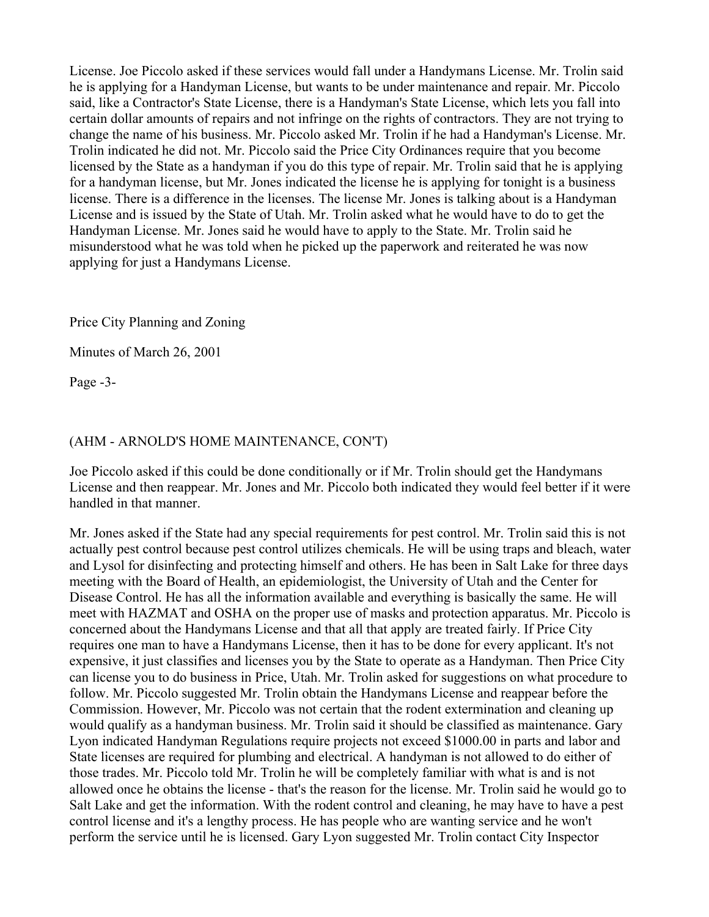License. Joe Piccolo asked if these services would fall under a Handymans License. Mr. Trolin said he is applying for a Handyman License, but wants to be under maintenance and repair. Mr. Piccolo said, like a Contractor's State License, there is a Handyman's State License, which lets you fall into certain dollar amounts of repairs and not infringe on the rights of contractors. They are not trying to change the name of his business. Mr. Piccolo asked Mr. Trolin if he had a Handyman's License. Mr. Trolin indicated he did not. Mr. Piccolo said the Price City Ordinances require that you become licensed by the State as a handyman if you do this type of repair. Mr. Trolin said that he is applying for a handyman license, but Mr. Jones indicated the license he is applying for tonight is a business license. There is a difference in the licenses. The license Mr. Jones is talking about is a Handyman License and is issued by the State of Utah. Mr. Trolin asked what he would have to do to get the Handyman License. Mr. Jones said he would have to apply to the State. Mr. Trolin said he misunderstood what he was told when he picked up the paperwork and reiterated he was now applying for just a Handymans License.

Price City Planning and Zoning

Minutes of March 26, 2001

Page -3-

(AHM - ARNOLD'S HOME MAINTENANCE, CON'T)

Joe Piccolo asked if this could be done conditionally or if Mr. Trolin should get the Handymans License and then reappear. Mr. Jones and Mr. Piccolo both indicated they would feel better if it were handled in that manner.

Mr. Jones asked if the State had any special requirements for pest control. Mr. Trolin said this is not actually pest control because pest control utilizes chemicals. He will be using traps and bleach, water and Lysol for disinfecting and protecting himself and others. He has been in Salt Lake for three days meeting with the Board of Health, an epidemiologist, the University of Utah and the Center for Disease Control. He has all the information available and everything is basically the same. He will meet with HAZMAT and OSHA on the proper use of masks and protection apparatus. Mr. Piccolo is concerned about the Handymans License and that all that apply are treated fairly. If Price City requires one man to have a Handymans License, then it has to be done for every applicant. It's not expensive, it just classifies and licenses you by the State to operate as a Handyman. Then Price City can license you to do business in Price, Utah. Mr. Trolin asked for suggestions on what procedure to follow. Mr. Piccolo suggested Mr. Trolin obtain the Handymans License and reappear before the Commission. However, Mr. Piccolo was not certain that the rodent extermination and cleaning up would qualify as a handyman business. Mr. Trolin said it should be classified as maintenance. Gary Lyon indicated Handyman Regulations require projects not exceed $1000.00 in parts and labor and State licenses are required for plumbing and electrical. A handyman is not allowed to do either of those trades. Mr. Piccolo told Mr. Trolin he will be completely familiar with what is and is not allowed once he obtains the license - that's the reason for the license. Mr. Trolin said he would go to Salt Lake and get the information. With the rodent control and cleaning, he may have to have a pest control license and it's a lengthy process. He has people who are wanting service and he won't perform the service until he is licensed. Gary Lyon suggested Mr. Trolin contact City Inspector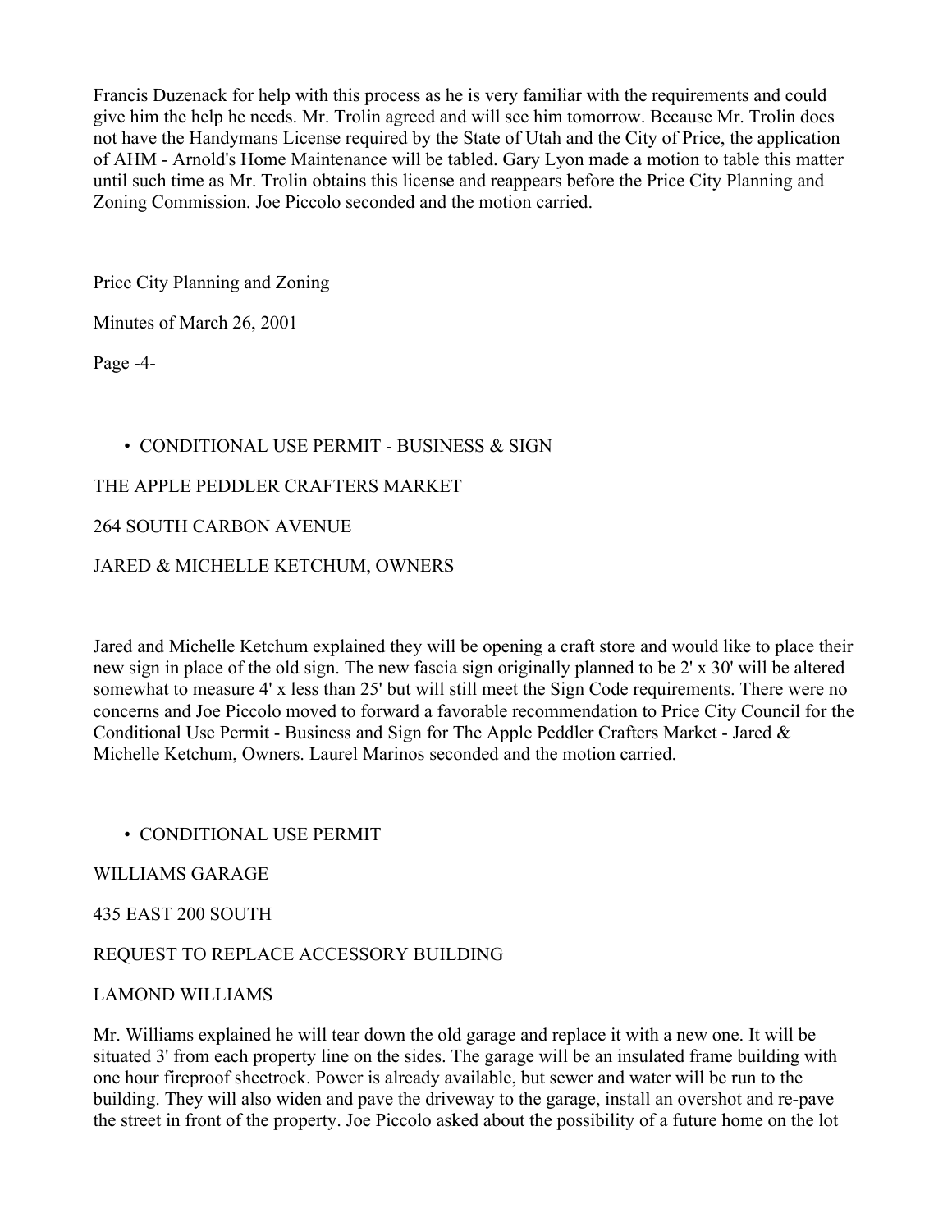Francis Duzenack for help with this process as he is very familiar with the requirements and could give him the help he needs. Mr. Trolin agreed and will see him tomorrow. Because Mr. Trolin does not have the Handymans License required by the State of Utah and the City of Price, the application of AHM - Arnold's Home Maintenance will be tabled. Gary Lyon made a motion to table this matter until such time as Mr. Trolin obtains this license and reappears before the Price City Planning and Zoning Commission. Joe Piccolo seconded and the motion carried.

Price City Planning and Zoning

Minutes of March 26, 2001

Page -4-

- CONDITIONAL USE PERMIT - BUSINESS & SIGN

THE APPLE PEDDLER CRAFTERS MARKET

264 SOUTH CARBON AVENUE

JARED & MICHELLE KETCHUM, OWNERS

Jared and Michelle Ketchum explained they will be opening a craft store and would like to place their new sign in place of the old sign. The new fascia sign originally planned to be 2' x 30' will be altered somewhat to measure 4' x less than 25' but will still meet the Sign Code requirements. There were no concerns and Joe Piccolo moved to forward a favorable recommendation to Price City Council for the Conditional Use Permit - Business and Sign for The Apple Peddler Crafters Market - Jared & Michelle Ketchum, Owners. Laurel Marinos seconded and the motion carried.

- CONDITIONAL USE PERMIT

WILLIAMS GARAGE

435 EAST 200 SOUTH

REQUEST TO REPLACE ACCESSORY BUILDING

LAMOND WILLIAMS

Mr. Williams explained he will tear down the old garage and replace it with a new one. It will be situated 3' from each property line on the sides. The garage will be an insulated frame building with one hour fireproof sheetrock. Power is already available, but sewer and water will be run to the building. They will also widen and pave the driveway to the garage, install an overshot and re-pave the street in front of the property. Joe Piccolo asked about the possibility of a future home on the lot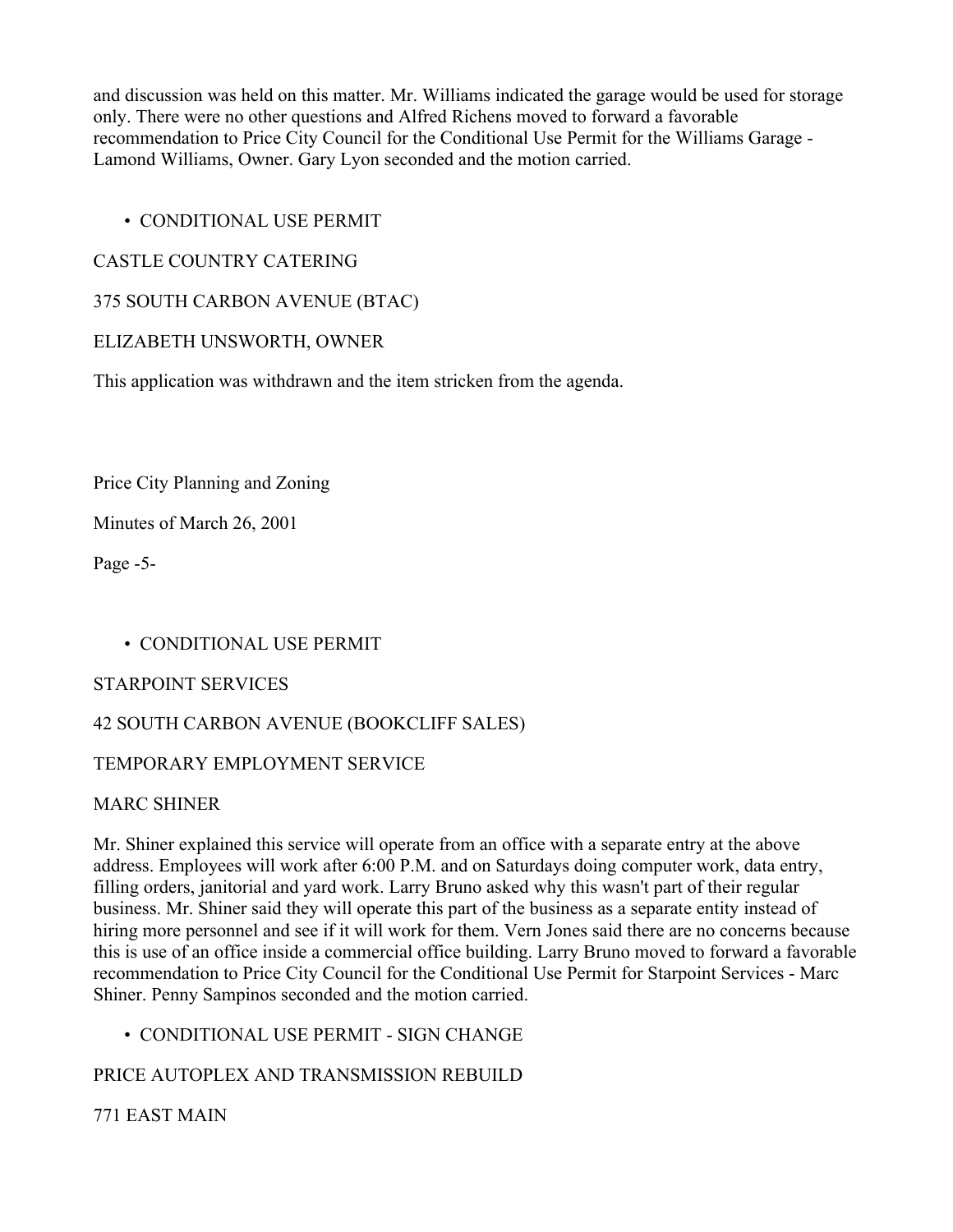and discussion was held on this matter. Mr. Williams indicated the garage would be used for storage only. There were no other questions and Alfred Richens moved to forward a favorable recommendation to Price City Council for the Conditional Use Permit for the Williams Garage - Lamond Williams, Owner. Gary Lyon seconded and the motion carried.

- CONDITIONAL USE PERMIT

CASTLE COUNTRY CATERING

375 SOUTH CARBON AVENUE (BTAC)

ELIZABETH UNSWORTH, OWNER

This application was withdrawn and the item stricken from the agenda.

- CONDITIONAL USE PERMIT

STARPOINT SERVICES

42 SOUTH CARBON AVENUE (BOOKCLIFF SALES)

TEMPORARY EMPLOYMENT SERVICE

MARC SHINER

Mr. Shiner explained this service will operate from an office with a separate entry at the above address. Employees will work after 6:00 P.M. and on Saturdays doing computer work, data entry, filling orders, janitorial and yard work. Larry Bruno asked why this wasn't part of their regular business. Mr. Shiner said they will operate this part of the business as a separate entity instead of hiring more personnel and see if it will work for them. Vern Jones said there are no concerns because this is use of an office inside a commercial office building. Larry Bruno moved to forward a favorable recommendation to Price City Council for the Conditional Use Permit for Starpoint Services - Marc Shiner. Penny Sampinos seconded and the motion carried.

- CONDITIONAL USE PERMIT - SIGN CHANGE

PRICE AUTOPLEX AND TRANSMISSION REBUILD

771 EAST MAIN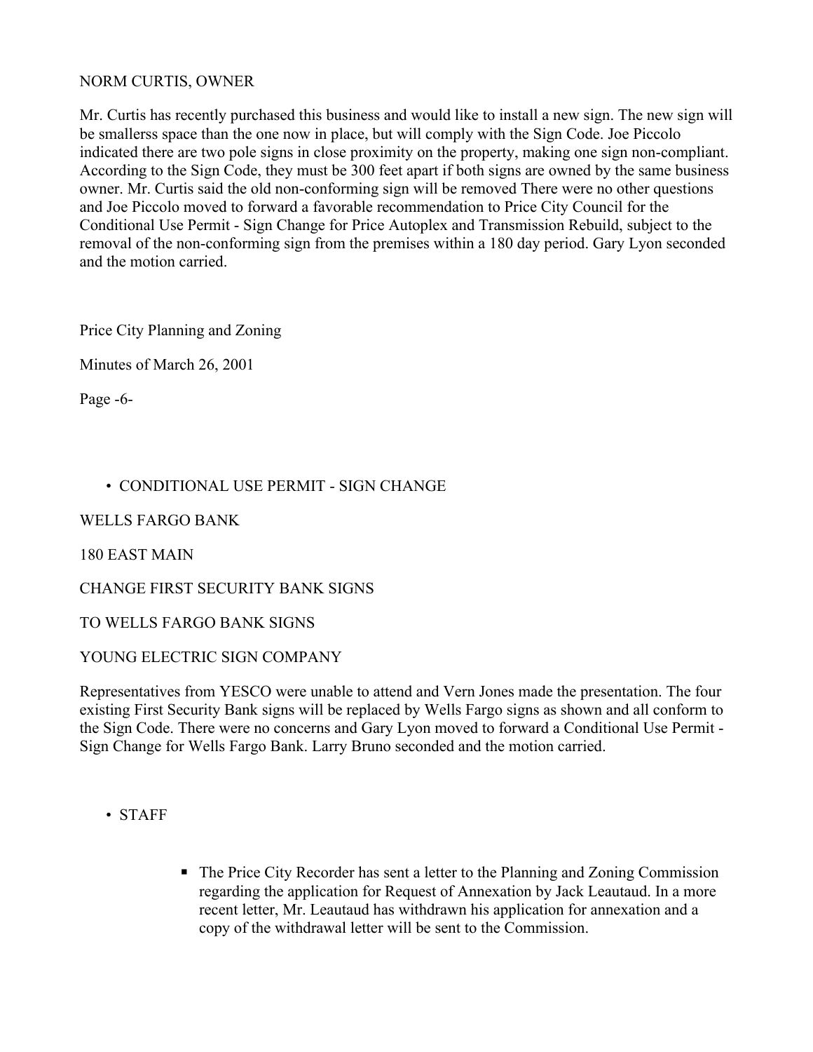NORM CURTIS, OWNER

Mr. Curtis has recently purchased this business and would like to install a new sign. The new sign will be smallerss space than the one now in place, but will comply with the Sign Code. Joe Piccolo indicated there are two pole signs in close proximity on the property, making one sign non-compliant. According to the Sign Code, they must be 300 feet apart if both signs are owned by the same business owner. Mr. Curtis said the old non-conforming sign will be removed There were no other questions and Joe Piccolo moved to forward a favorable recommendation to Price City Council for the Conditional Use Permit - Sign Change for Price Autoplex and Transmission Rebuild, subject to the removal of the non-conforming sign from the premises within a 180 day period. Gary Lyon seconded and the motion carried.

Price City Planning and Zoning

Minutes of March 26, 2001

Page -6-

- CONDITIONAL USE PERMIT - SIGN CHANGE

WELLS FARGO BANK

180 EAST MAIN

CHANGE FIRST SECURITY BANK SIGNS

TO WELLS FARGO BANK SIGNS

YOUNG ELECTRIC SIGN COMPANY

Representatives from YESCO were unable to attend and Vern Jones made the presentation. The four existing First Security Bank signs will be replaced by Wells Fargo signs as shown and all conform to the Sign Code. There were no concerns and Gary Lyon moved to forward a Conditional Use Permit - Sign Change for Wells Fargo Bank. Larry Bruno seconded and the motion carried.

- STAFF

    - The Price City Recorder has sent a letter to the Planning and Zoning Commission regarding the application for Request of Annexation by Jack Leautaud. In a more recent letter, Mr. Leautaud has withdrawn his application for annexation and a copy of the withdrawal letter will be sent to the Commission.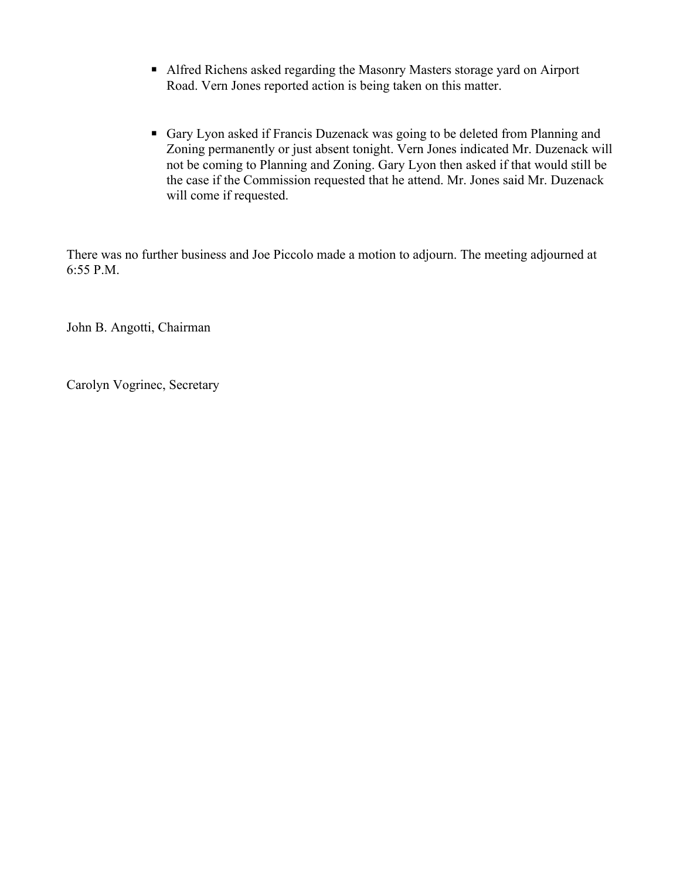- Alfred Richens asked regarding the Masonry Masters storage yard on Airport Road. Vern Jones reported action is being taken on this matter.

- Gary Lyon asked if Francis Duzenack was going to be deleted from Planning and Zoning permanently or just absent tonight. Vern Jones indicated Mr. Duzenack will not be coming to Planning and Zoning. Gary Lyon then asked if that would still be the case if the Commission requested that he attend. Mr. Jones said Mr. Duzenack will come if requested.

There was no further business and Joe Piccolo made a motion to adjourn. The meeting adjourned at 6:55 P.M.

John B. Angotti, Chairman

Carolyn Vogrinec, Secretary